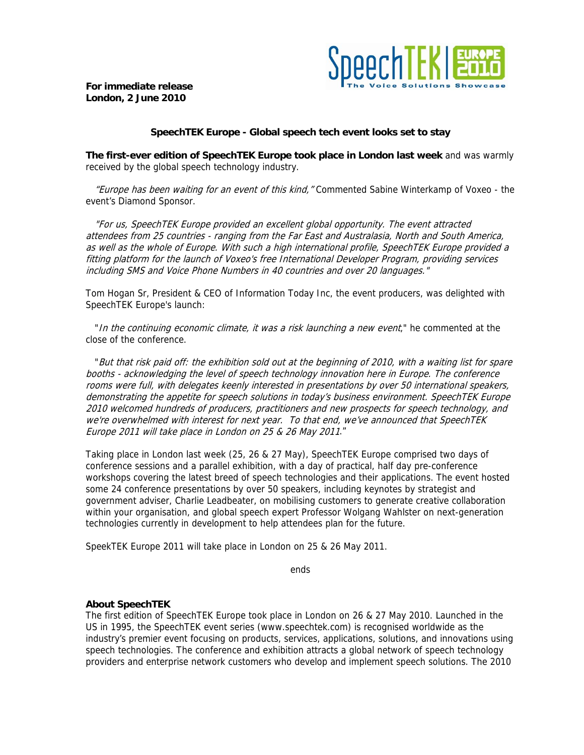**For immediate release**
**London, 2 June 2010**

### SpeechTEK Europe - Global speech tech event looks set to stay

**The first-ever edition of SpeechTEK Europe took place in London last week** and was warmly received by the global speech technology industry.

*"Europe has been waiting for an event of this kind,"* Commented Sabine Winterkamp of Voxeo - the event's Diamond Sponsor.

*"For us, SpeechTEK Europe provided an excellent global opportunity. The event attracted attendees from 25 countries - ranging from the Far East and Australasia, North and South America, as well as the whole of Europe. With such a high international profile, SpeechTEK Europe provided a fitting platform for the launch of Voxeo's free International Developer Program, providing services including SMS and Voice Phone Numbers in 40 countries and over 20 languages."*

Tom Hogan Sr, President & CEO of Information Today Inc, the event producers, was delighted with SpeechTEK Europe's launch:

"*In the continuing economic climate, it was a risk launching a new event*," he commented at the close of the conference.

"*But that risk paid off: the exhibition sold out at the beginning of 2010, with a waiting list for spare booths - acknowledging the level of speech technology innovation here in Europe. The conference rooms were full, with delegates keenly interested in presentations by over 50 international speakers, demonstrating the appetite for speech solutions in today's business environment. SpeechTEK Europe 2010 welcomed hundreds of producers, practitioners and new prospects for speech technology, and we're overwhelmed with interest for next year. To that end, we've announced that SpeechTEK Europe 2011 will take place in London on 25 & 26 May 2011.*"

Taking place in London last week (25, 26 & 27 May), SpeechTEK Europe comprised two days of conference sessions and a parallel exhibition, with a day of practical, half day pre-conference workshops covering the latest breed of speech technologies and their applications. The event hosted some 24 conference presentations by over 50 speakers, including keynotes by strategist and government adviser, Charlie Leadbeater, on mobilising customers to generate creative collaboration within your organisation, and global speech expert Professor Wolgang Wahlster on next-generation technologies currently in development to help attendees plan for the future.

SpeekTEK Europe 2011 will take place in London on 25 & 26 May 2011.

ends

**About SpeechTEK**
The first edition of SpeechTEK Europe took place in London on 26 & 27 May 2010. Launched in the US in 1995, the SpeechTEK event series (www.speechtek.com) is recognised worldwide as the industry's premier event focusing on products, services, applications, solutions, and innovations using speech technologies. The conference and exhibition attracts a global network of speech technology providers and enterprise network customers who develop and implement speech solutions. The 2010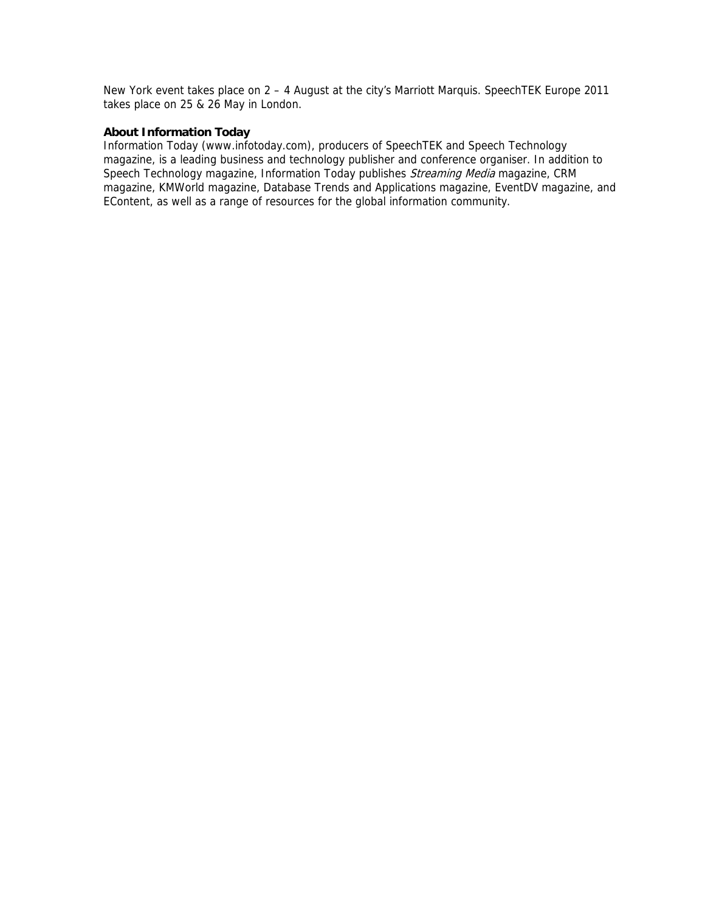New York event takes place on 2 – 4 August at the city's Marriott Marquis. SpeechTEK Europe 2011 takes place on 25 & 26 May in London.

**About Information Today**

Information Today (www.infotoday.com), producers of SpeechTEK and Speech Technology magazine, is a leading business and technology publisher and conference organiser. In addition to Speech Technology magazine, Information Today publishes *Streaming Media* magazine, CRM magazine, KMWorld magazine, Database Trends and Applications magazine, EventDV magazine, and EContent, as well as a range of resources for the global information community.